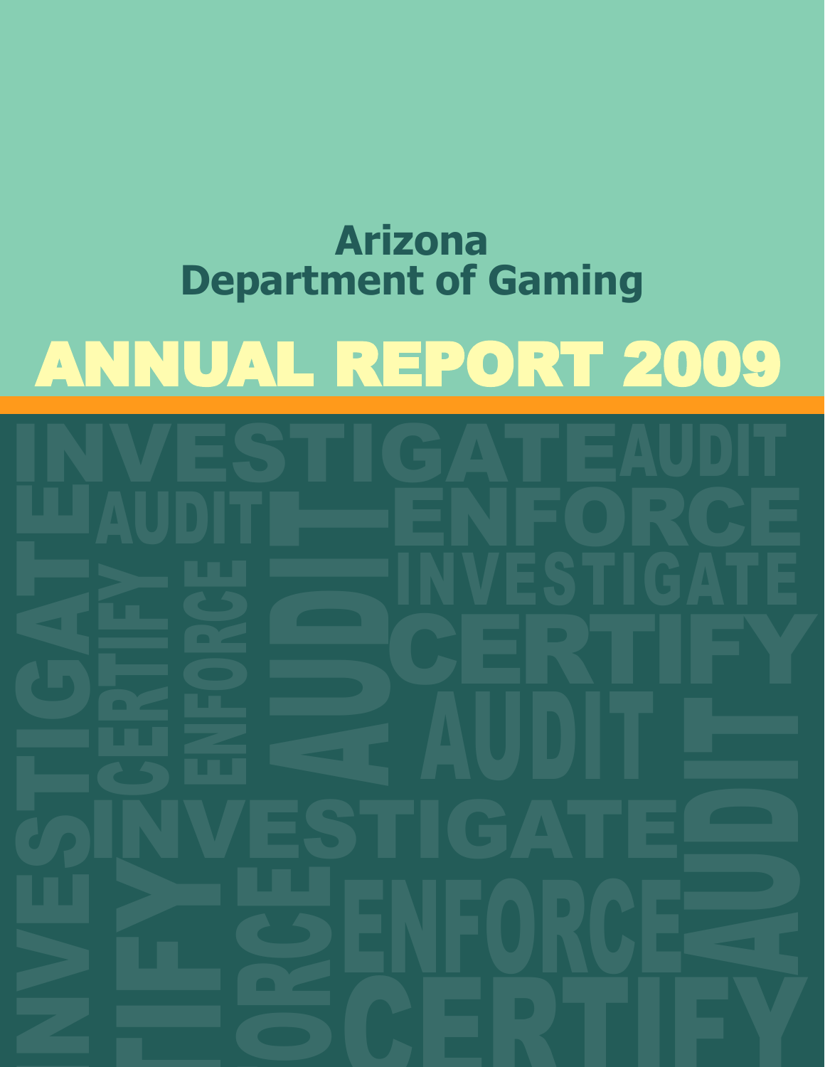# Arizona Department of Gaming

# ANNUAL REPORT 2009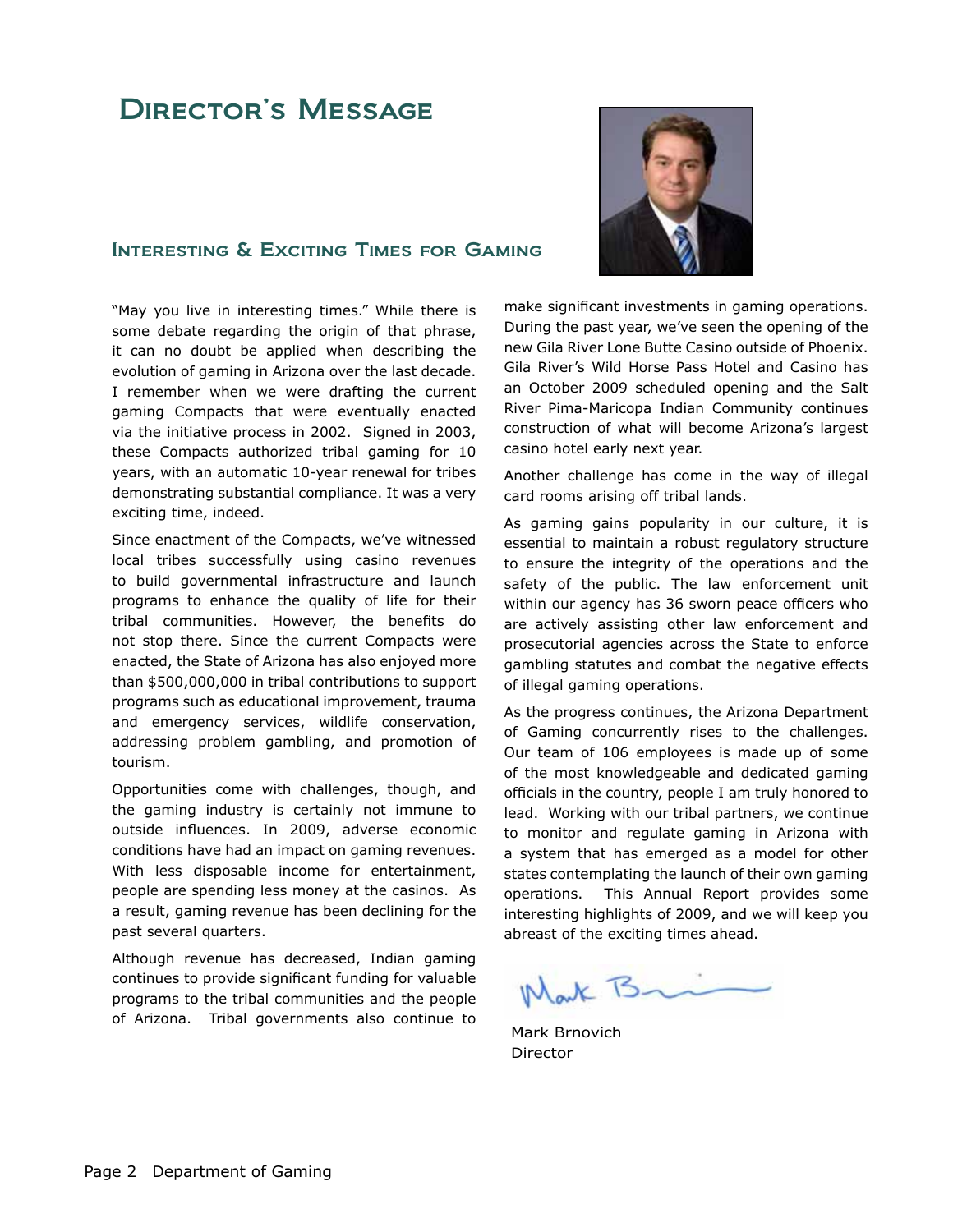# Director's Message

## Interesting & Exciting Times for Gaming

"May you live in interesting times." While there is some debate regarding the origin of that phrase, it can no doubt be applied when describing the evolution of gaming in Arizona over the last decade. I remember when we were drafting the current gaming Compacts that were eventually enacted via the initiative process in 2002. Signed in 2003, these Compacts authorized tribal gaming for 10 years, with an automatic 10-year renewal for tribes demonstrating substantial compliance. It was a very exciting time, indeed.

Since enactment of the Compacts, we've witnessed local tribes successfully using casino revenues to build governmental infrastructure and launch programs to enhance the quality of life for their tribal communities. However, the benefits do not stop there. Since the current Compacts were enacted, the State of Arizona has also enjoyed more than $500,000,000 in tribal contributions to support programs such as educational improvement, trauma and emergency services, wildlife conservation, addressing problem gambling, and promotion of tourism.

Opportunities come with challenges, though, and the gaming industry is certainly not immune to outside influences. In 2009, adverse economic conditions have had an impact on gaming revenues. With less disposable income for entertainment, people are spending less money at the casinos. As a result, gaming revenue has been declining for the past several quarters.

Although revenue has decreased, Indian gaming continues to provide significant funding for valuable programs to the tribal communities and the people of Arizona. Tribal governments also continue to make significant investments in gaming operations. During the past year, we've seen the opening of the new Gila River Lone Butte Casino outside of Phoenix. Gila River's Wild Horse Pass Hotel and Casino has an October 2009 scheduled opening and the Salt River Pima-Maricopa Indian Community continues construction of what will become Arizona's largest casino hotel early next year.

Another challenge has come in the way of illegal card rooms arising off tribal lands.

As gaming gains popularity in our culture, it is essential to maintain a robust regulatory structure to ensure the integrity of the operations and the safety of the public. The law enforcement unit within our agency has 36 sworn peace officers who are actively assisting other law enforcement and prosecutorial agencies across the State to enforce gambling statutes and combat the negative effects of illegal gaming operations.

As the progress continues, the Arizona Department of Gaming concurrently rises to the challenges. Our team of 106 employees is made up of some of the most knowledgeable and dedicated gaming officials in the country, people I am truly honored to lead. Working with our tribal partners, we continue to monitor and regulate gaming in Arizona with a system that has emerged as a model for other states contemplating the launch of their own gaming operations. This Annual Report provides some interesting highlights of 2009, and we will keep you abreast of the exciting times ahead.

Mark Brnovich
Director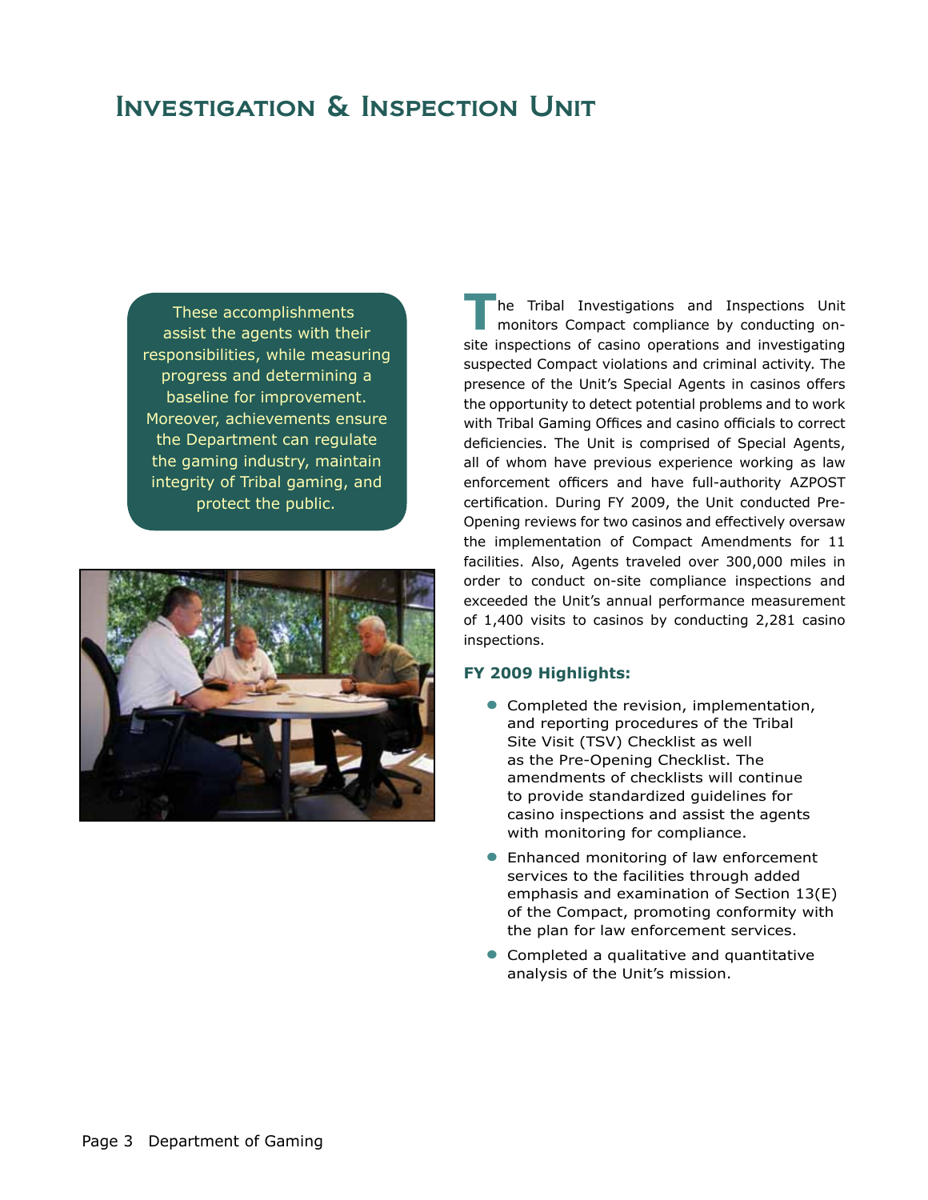# Investigation & Inspection Unit

These accomplishments assist the agents with their responsibilities, while measuring progress and determining a baseline for improvement. Moreover, achievements ensure the Department can regulate the gaming industry, maintain integrity of Tribal gaming, and protect the public.

The Tribal Investigations and Inspections Unit monitors Compact compliance by conducting on-site inspections of casino operations and investigating suspected Compact violations and criminal activity. The presence of the Unit's Special Agents in casinos offers the opportunity to detect potential problems and to work with Tribal Gaming Offices and casino officials to correct deficiencies. The Unit is comprised of Special Agents, all of whom have previous experience working as law enforcement officers and have full-authority AZPOST certification. During FY 2009, the Unit conducted Pre-Opening reviews for two casinos and effectively oversaw the implementation of Compact Amendments for 11 facilities. Also, Agents traveled over 300,000 miles in order to conduct on-site compliance inspections and exceeded the Unit's annual performance measurement of 1,400 visits to casinos by conducting 2,281 casino inspections.

**FY 2009 Highlights:**

- Completed the revision, implementation, and reporting procedures of the Tribal Site Visit (TSV) Checklist as well as the Pre-Opening Checklist. The amendments of checklists will continue to provide standardized guidelines for casino inspections and assist the agents with monitoring for compliance.
- Enhanced monitoring of law enforcement services to the facilities through added emphasis and examination of Section 13(E) of the Compact, promoting conformity with the plan for law enforcement services.
- Completed a qualitative and quantitative analysis of the Unit's mission.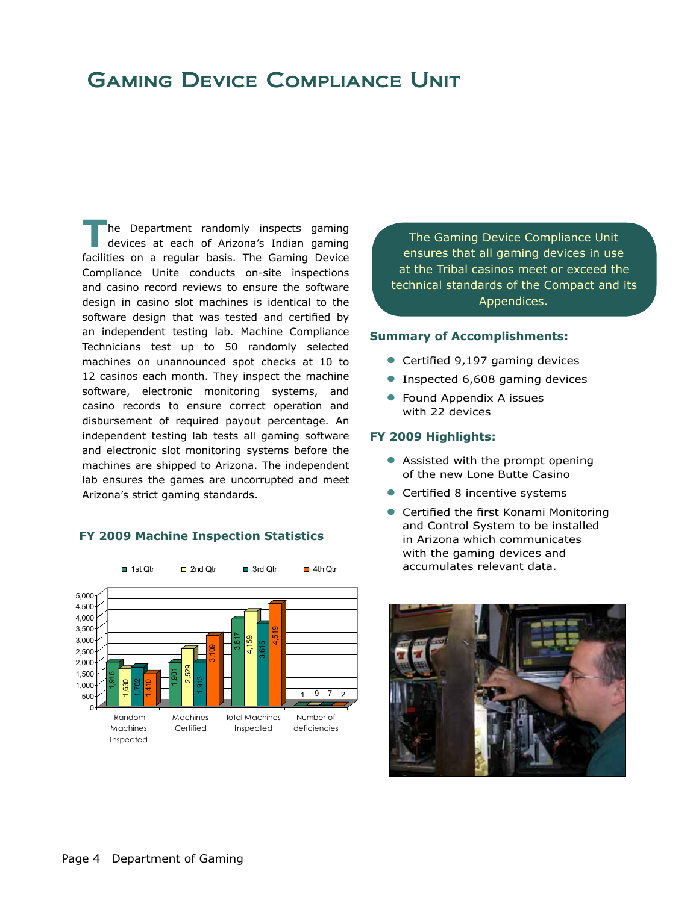# Gaming Device Compliance Unit

The Department randomly inspects gaming devices at each of Arizona's Indian gaming facilities on a regular basis. The Gaming Device Compliance Unite conducts on-site inspections and casino record reviews to ensure the software design in casino slot machines is identical to the software design that was tested and certified by an independent testing lab. Machine Compliance Technicians test up to 50 randomly selected machines on unannounced spot checks at 10 to 12 casinos each month. They inspect the machine software, electronic monitoring systems, and casino records to ensure correct operation and disbursement of required payout percentage. An independent testing lab tests all gaming software and electronic slot monitoring systems before the machines are shipped to Arizona. The independent lab ensures the games are uncorrupted and meet Arizona's strict gaming standards.

### FY 2009 Machine Inspection Statistics

| | 1st Qtr | 2nd Qtr | 3rd Qtr | 4th Qtr |
|---|---|---|---|---|
| Random Machines Inspected | 1,916 | 1,630 | 1,702 | 1,410 |
| Machines Certified | 1,901 | 2,529 | 1,913 | 3,109 |
| Total Machines Inspected | 3,817 | 4,159 | 3,615 | 4,519 |
| Number of deficiencies | 1 | 9 | 7 | 2 |

The Gaming Device Compliance Unit ensures that all gaming devices in use at the Tribal casinos meet or exceed the technical standards of the Compact and its Appendices.

**Summary of Accomplishments:**

- Certified 9,197 gaming devices
- Inspected 6,608 gaming devices
- Found Appendix A issues with 22 devices

**FY 2009 Highlights:**

- Assisted with the prompt opening of the new Lone Butte Casino
- Certified 8 incentive systems
- Certified the first Konami Monitoring and Control System to be installed in Arizona which communicates with the gaming devices and accumulates relevant data.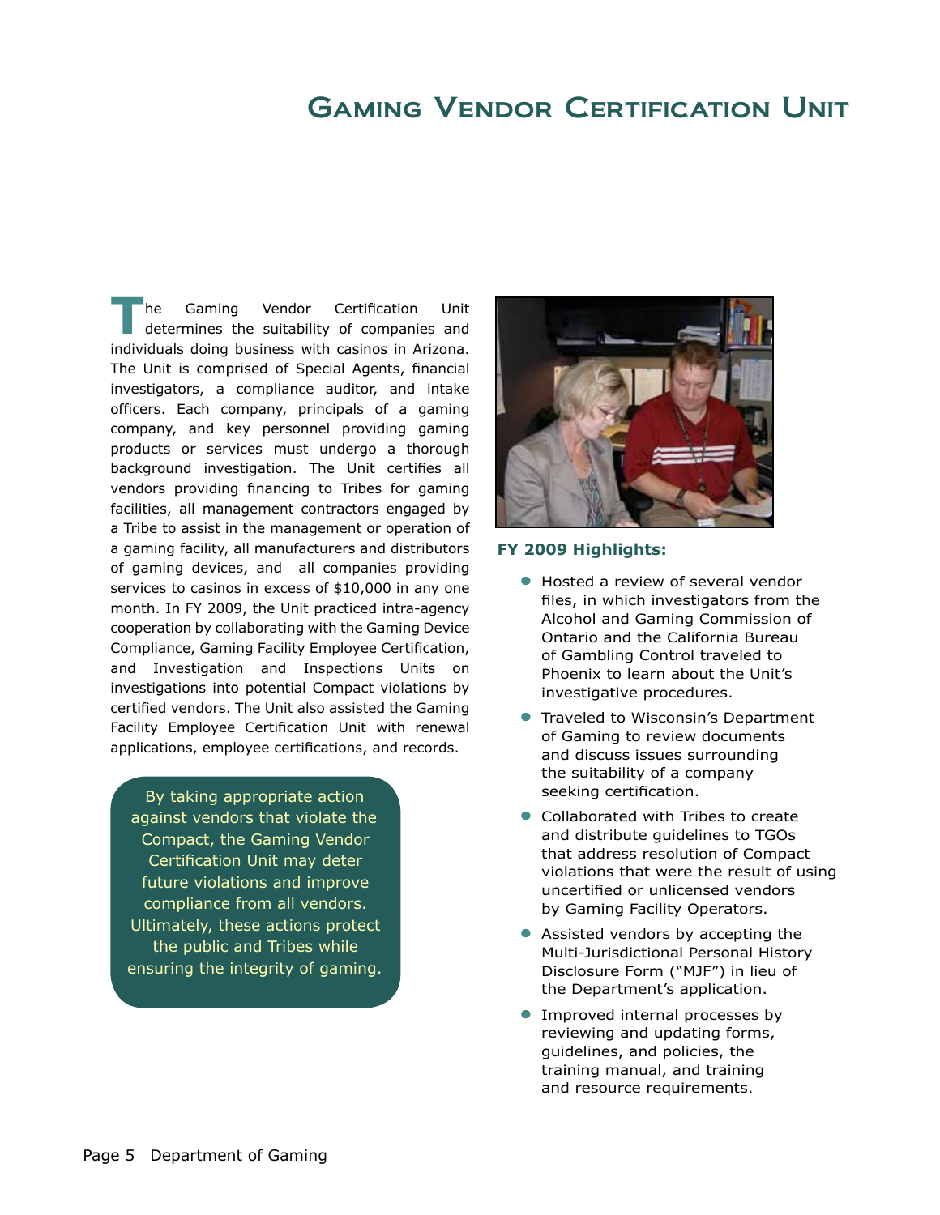# Gaming Vendor Certification Unit

The Gaming Vendor Certification Unit determines the suitability of companies and individuals doing business with casinos in Arizona. The Unit is comprised of Special Agents, financial investigators, a compliance auditor, and intake officers. Each company, principals of a gaming company, and key personnel providing gaming products or services must undergo a thorough background investigation. The Unit certifies all vendors providing financing to Tribes for gaming facilities, all management contractors engaged by a Tribe to assist in the management or operation of a gaming facility, all manufacturers and distributors of gaming devices, and all companies providing services to casinos in excess of $10,000 in any one month. In FY 2009, the Unit practiced intra-agency cooperation by collaborating with the Gaming Device Compliance, Gaming Facility Employee Certification, and Investigation and Inspections Units on investigations into potential Compact violations by certified vendors. The Unit also assisted the Gaming Facility Employee Certification Unit with renewal applications, employee certifications, and records.

By taking appropriate action against vendors that violate the Compact, the Gaming Vendor Certification Unit may deter future violations and improve compliance from all vendors. Ultimately, these actions protect the public and Tribes while ensuring the integrity of gaming.

**FY 2009 Highlights:**

- Hosted a review of several vendor files, in which investigators from the Alcohol and Gaming Commission of Ontario and the California Bureau of Gambling Control traveled to Phoenix to learn about the Unit's investigative procedures.
- Traveled to Wisconsin's Department of Gaming to review documents and discuss issues surrounding the suitability of a company seeking certification.
- Collaborated with Tribes to create and distribute guidelines to TGOs that address resolution of Compact violations that were the result of using uncertified or unlicensed vendors by Gaming Facility Operators.
- Assisted vendors by accepting the Multi-Jurisdictional Personal History Disclosure Form ("MJF") in lieu of the Department's application.
- Improved internal processes by reviewing and updating forms, guidelines, and policies, the training manual, and training and resource requirements.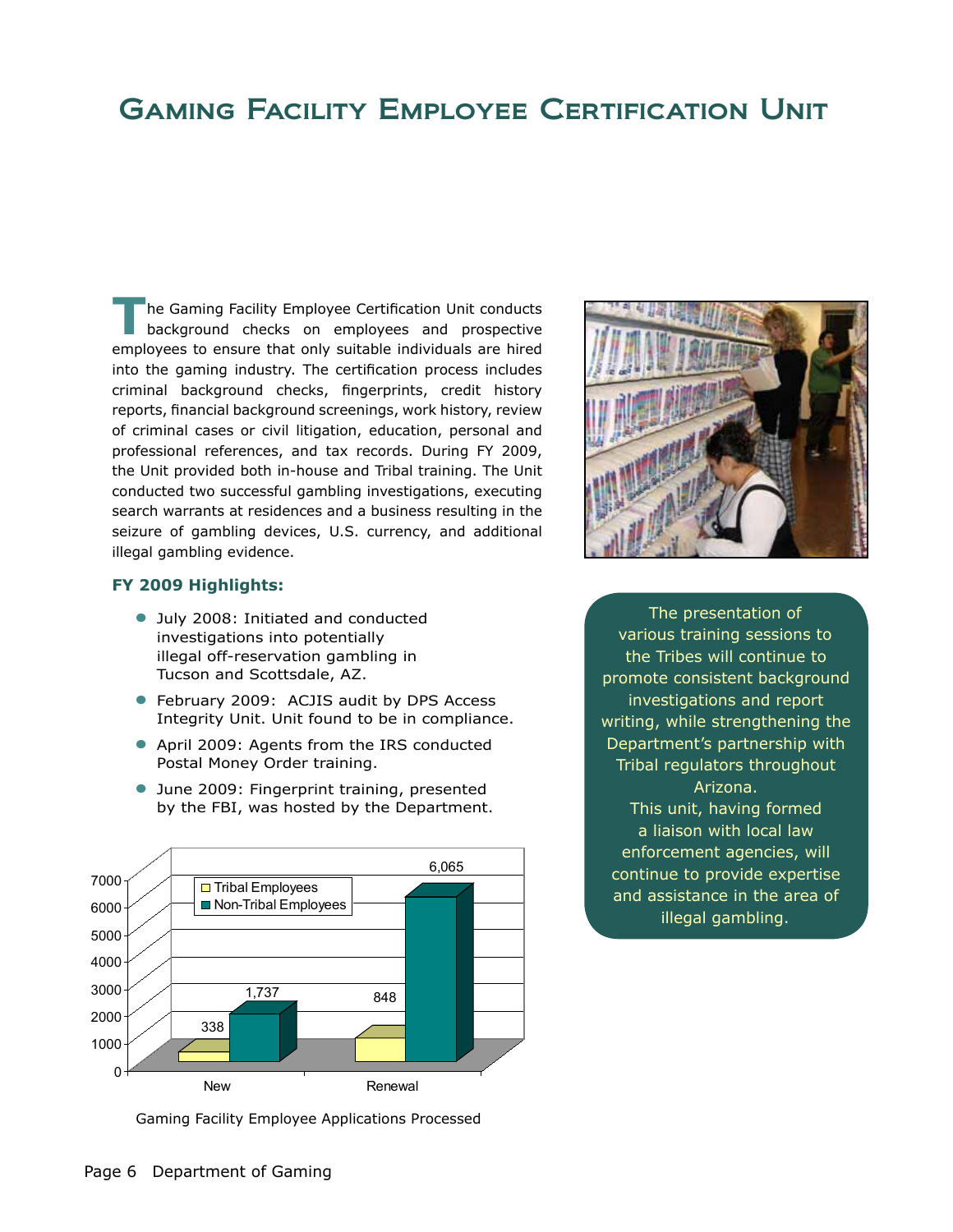# Gaming Facility Employee Certification Unit

The Gaming Facility Employee Certification Unit conducts background checks on employees and prospective employees to ensure that only suitable individuals are hired into the gaming industry. The certification process includes criminal background checks, fingerprints, credit history reports, financial background screenings, work history, review of criminal cases or civil litigation, education, personal and professional references, and tax records. During FY 2009, the Unit provided both in-house and Tribal training. The Unit conducted two successful gambling investigations, executing search warrants at residences and a business resulting in the seizure of gambling devices, U.S. currency, and additional illegal gambling evidence.

### FY 2009 Highlights:

- July 2008: Initiated and conducted investigations into potentially illegal off-reservation gambling in Tucson and Scottsdale, AZ.
- February 2009: ACJIS audit by DPS Access Integrity Unit. Unit found to be in compliance.
- April 2009: Agents from the IRS conducted Postal Money Order training.
- June 2009: Fingerprint training, presented by the FBI, was hosted by the Department.

| | Tribal Employees | Non-Tribal Employees |
|---|---|---|
| New | 338 | 1,737 |
| Renewal | 848 | 6,065 |

Gaming Facility Employee Applications Processed

The presentation of various training sessions to the Tribes will continue to promote consistent background investigations and report writing, while strengthening the Department's partnership with Tribal regulators throughout Arizona.
This unit, having formed a liaison with local law enforcement agencies, will continue to provide expertise and assistance in the area of illegal gambling.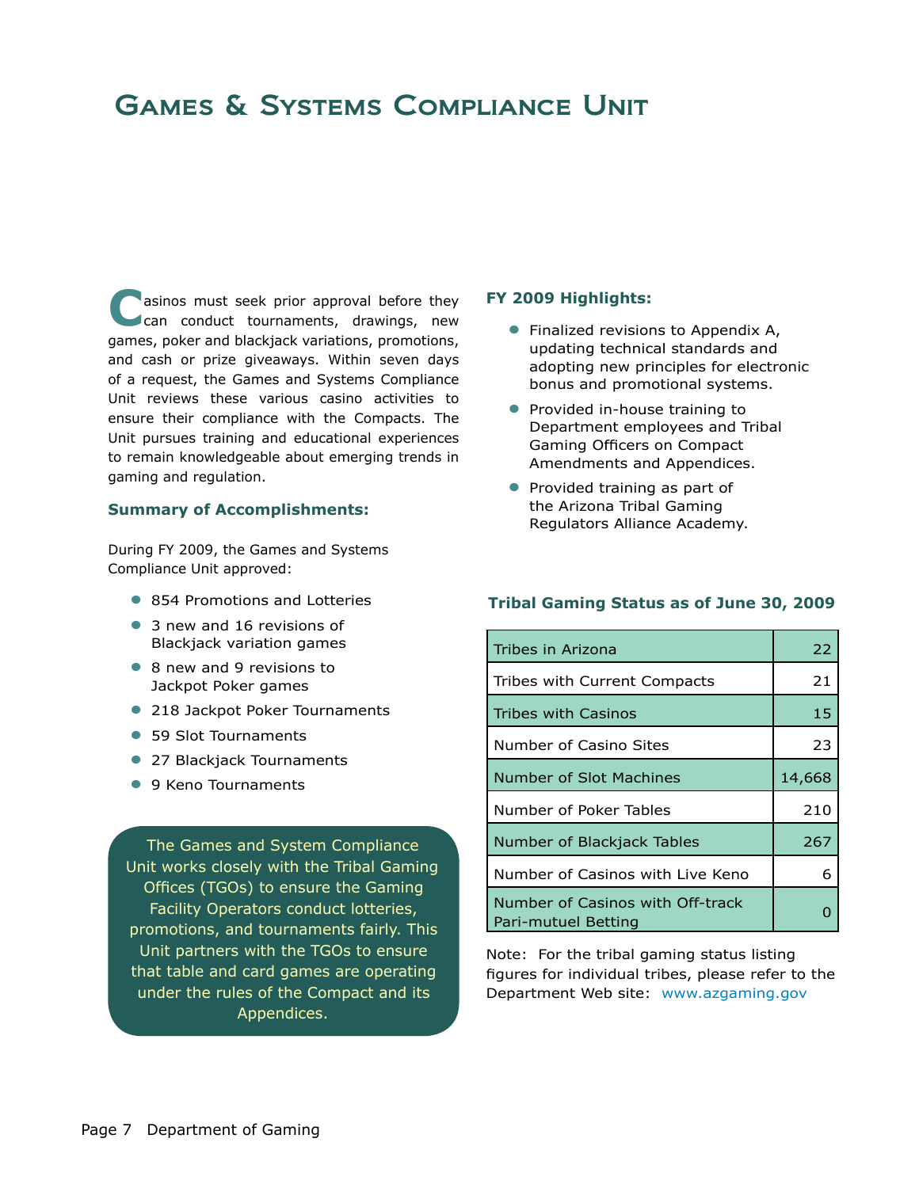# Games & Systems Compliance Unit

Casinos must seek prior approval before they can conduct tournaments, drawings, new games, poker and blackjack variations, promotions, and cash or prize giveaways. Within seven days of a request, the Games and Systems Compliance Unit reviews these various casino activities to ensure their compliance with the Compacts. The Unit pursues training and educational experiences to remain knowledgeable about emerging trends in gaming and regulation.

### Summary of Accomplishments:

During FY 2009, the Games and Systems Compliance Unit approved:

- 854 Promotions and Lotteries
- 3 new and 16 revisions of Blackjack variation games
- 8 new and 9 revisions to Jackpot Poker games
- 218 Jackpot Poker Tournaments
- 59 Slot Tournaments
- 27 Blackjack Tournaments
- 9 Keno Tournaments

The Games and System Compliance Unit works closely with the Tribal Gaming Offices (TGOs) to ensure the Gaming Facility Operators conduct lotteries, promotions, and tournaments fairly. This Unit partners with the TGOs to ensure that table and card games are operating under the rules of the Compact and its Appendices.

### FY 2009 Highlights:

- Finalized revisions to Appendix A, updating technical standards and adopting new principles for electronic bonus and promotional systems.
- Provided in-house training to Department employees and Tribal Gaming Officers on Compact Amendments and Appendices.
- Provided training as part of the Arizona Tribal Gaming Regulators Alliance Academy.

### Tribal Gaming Status as of June 30, 2009

| Item | Count |
|---|---|
| Tribes in Arizona | 22 |
| Tribes with Current Compacts | 21 |
| Tribes with Casinos | 15 |
| Number of Casino Sites | 23 |
| Number of Slot Machines | 14,668 |
| Number of Poker Tables | 210 |
| Number of Blackjack Tables | 267 |
| Number of Casinos with Live Keno | 6 |
| Number of Casinos with Off-track Pari-mutuel Betting | 0 |

Note: For the tribal gaming status listing figures for individual tribes, please refer to the Department Web site: www.azgaming.gov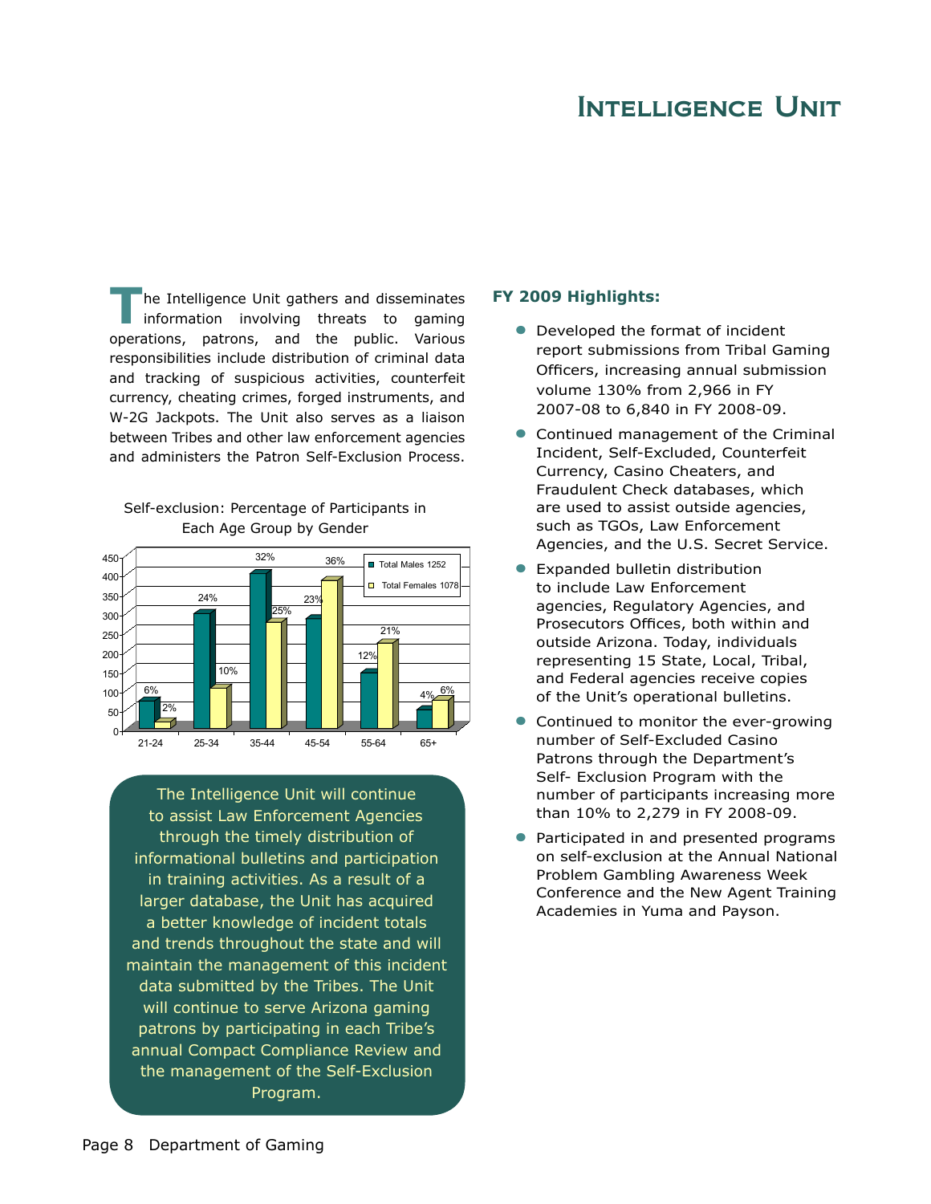# Intelligence Unit

The Intelligence Unit gathers and disseminates information involving threats to gaming operations, patrons, and the public. Various responsibilities include distribution of criminal data and tracking of suspicious activities, counterfeit currency, cheating crimes, forged instruments, and W-2G Jackpots. The Unit also serves as a liaison between Tribes and other law enforcement agencies and administers the Patron Self-Exclusion Process.

Self-exclusion: Percentage of Participants in Each Age Group by Gender

| Age Group | Total Males 1252 | Total Females 1078 |
|---|---|---|
| 21-24 | 6% | 2% |
| 25-34 | 24% | 10% |
| 35-44 | 32% | 25% |
| 45-54 | 23% | 36% |
| 55-64 | 12% | 21% |
| 65+ | 4% | 6% |

The Intelligence Unit will continue to assist Law Enforcement Agencies through the timely distribution of informational bulletins and participation in training activities. As a result of a larger database, the Unit has acquired a better knowledge of incident totals and trends throughout the state and will maintain the management of this incident data submitted by the Tribes. The Unit will continue to serve Arizona gaming patrons by participating in each Tribe's annual Compact Compliance Review and the management of the Self-Exclusion Program.

## FY 2009 Highlights:

- Developed the format of incident report submissions from Tribal Gaming Officers, increasing annual submission volume 130% from 2,966 in FY 2007-08 to 6,840 in FY 2008-09.
- Continued management of the Criminal Incident, Self-Excluded, Counterfeit Currency, Casino Cheaters, and Fraudulent Check databases, which are used to assist outside agencies, such as TGOs, Law Enforcement Agencies, and the U.S. Secret Service.
- Expanded bulletin distribution to include Law Enforcement agencies, Regulatory Agencies, and Prosecutors Offices, both within and outside Arizona. Today, individuals representing 15 State, Local, Tribal, and Federal agencies receive copies of the Unit's operational bulletins.
- Continued to monitor the ever-growing number of Self-Excluded Casino Patrons through the Department's Self- Exclusion Program with the number of participants increasing more than 10% to 2,279 in FY 2008-09.
- Participated in and presented programs on self-exclusion at the Annual National Problem Gambling Awareness Week Conference and the New Agent Training Academies in Yuma and Payson.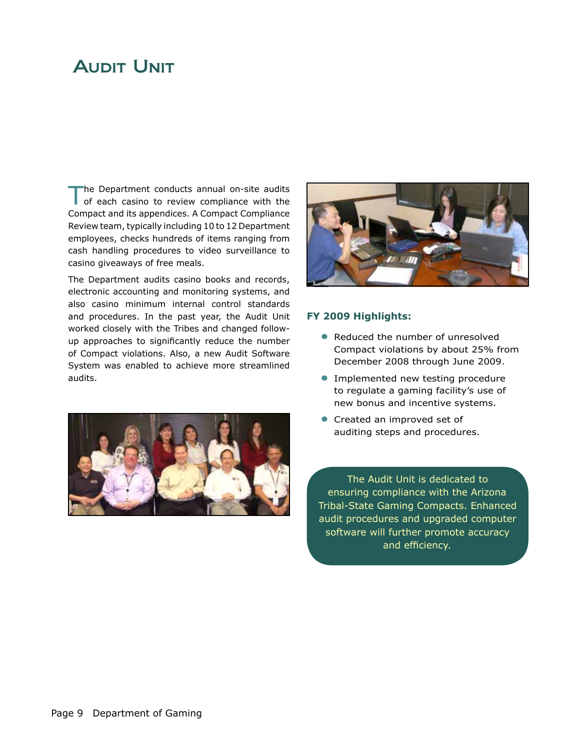# Audit Unit

The Department conducts annual on-site audits of each casino to review compliance with the Compact and its appendices. A Compact Compliance Review team, typically including 10 to 12 Department employees, checks hundreds of items ranging from cash handling procedures to video surveillance to casino giveaways of free meals.

The Department audits casino books and records, electronic accounting and monitoring systems, and also casino minimum internal control standards and procedures. In the past year, the Audit Unit worked closely with the Tribes and changed follow-up approaches to significantly reduce the number of Compact violations. Also, a new Audit Software System was enabled to achieve more streamlined audits.

**FY 2009 Highlights:**

- Reduced the number of unresolved Compact violations by about 25% from December 2008 through June 2009.
- Implemented new testing procedure to regulate a gaming facility's use of new bonus and incentive systems.
- Created an improved set of auditing steps and procedures.

The Audit Unit is dedicated to ensuring compliance with the Arizona Tribal-State Gaming Compacts. Enhanced audit procedures and upgraded computer software will further promote accuracy and efficiency.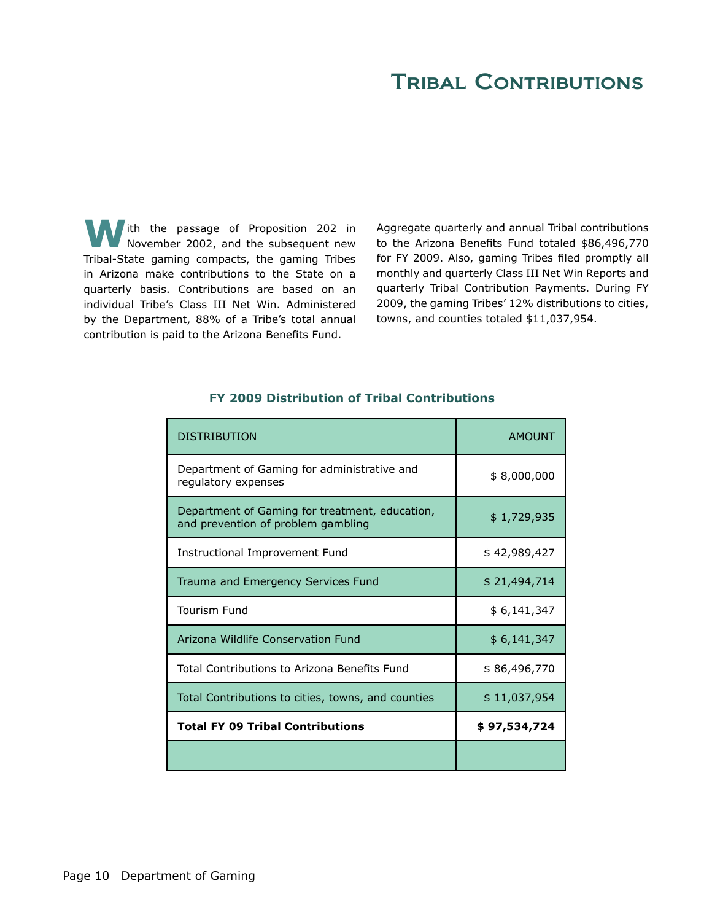# Tribal Contributions

With the passage of Proposition 202 in November 2002, and the subsequent new Tribal-State gaming compacts, the gaming Tribes in Arizona make contributions to the State on a quarterly basis. Contributions are based on an individual Tribe's Class III Net Win. Administered by the Department, 88% of a Tribe's total annual contribution is paid to the Arizona Benefits Fund.

Aggregate quarterly and annual Tribal contributions to the Arizona Benefits Fund totaled $86,496,770 for FY 2009. Also, gaming Tribes filed promptly all monthly and quarterly Class III Net Win Reports and quarterly Tribal Contribution Payments. During FY 2009, the gaming Tribes' 12% distributions to cities, towns, and counties totaled $11,037,954.

### FY 2009 Distribution of Tribal Contributions

| DISTRIBUTION | AMOUNT |
|---|---:|
| Department of Gaming for administrative and regulatory expenses | $ 8,000,000 |
| Department of Gaming for treatment, education, and prevention of problem gambling | $ 1,729,935 |
| Instructional Improvement Fund | $ 42,989,427 |
| Trauma and Emergency Services Fund | $ 21,494,714 |
| Tourism Fund | $ 6,141,347 |
| Arizona Wildlife Conservation Fund | $ 6,141,347 |
| Total Contributions to Arizona Benefits Fund | $ 86,496,770 |
| Total Contributions to cities, towns, and counties | $ 11,037,954 |
| **Total FY 09 Tribal Contributions** | **$ 97,534,724** |
| | |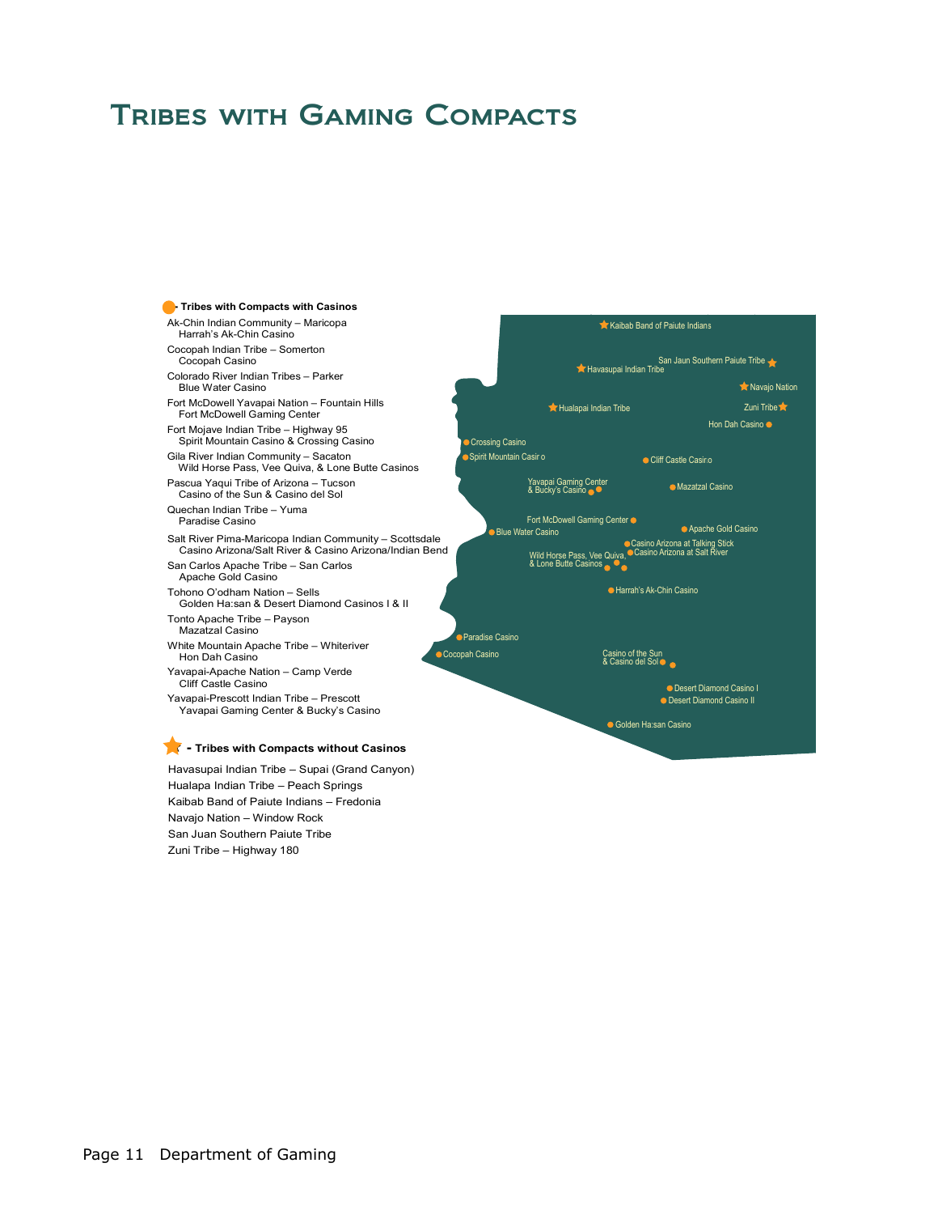# Tribes with Gaming Compacts

**● - Tribes with Compacts with Casinos**

Ak-Chin Indian Community – Maricopa
  Harrah's Ak-Chin Casino

Cocopah Indian Tribe – Somerton
  Cocopah Casino

Colorado River Indian Tribes – Parker
  Blue Water Casino

Fort McDowell Yavapai Nation – Fountain Hills
  Fort McDowell Gaming Center

Fort Mojave Indian Tribe – Highway 95
  Spirit Mountain Casino & Crossing Casino

Gila River Indian Community – Sacaton
  Wild Horse Pass, Vee Quiva, & Lone Butte Casinos

Pascua Yaqui Tribe of Arizona – Tucson
  Casino of the Sun & Casino del Sol

Quechan Indian Tribe – Yuma
  Paradise Casino

Salt River Pima-Maricopa Indian Community – Scottsdale
  Casino Arizona/Salt River & Casino Arizona/Indian Bend

San Carlos Apache Tribe – San Carlos
  Apache Gold Casino

Tohono O'odham Nation – Sells
  Golden Ha:san & Desert Diamond Casinos I & II

Tonto Apache Tribe – Payson
  Mazatzal Casino

White Mountain Apache Tribe – Whiteriver
  Hon Dah Casino

Yavapai-Apache Nation – Camp Verde
  Cliff Castle Casino

Yavapai-Prescott Indian Tribe – Prescott
  Yavapai Gaming Center & Bucky's Casino

**★ - Tribes with Compacts without Casinos**

Havasupai Indian Tribe – Supai (Grand Canyon)
Hualapa Indian Tribe – Peach Springs
Kaibab Band of Paiute Indians – Fredonia
Navajo Nation – Window Rock
San Juan Southern Paiute Tribe
Zuni Tribe – Highway 180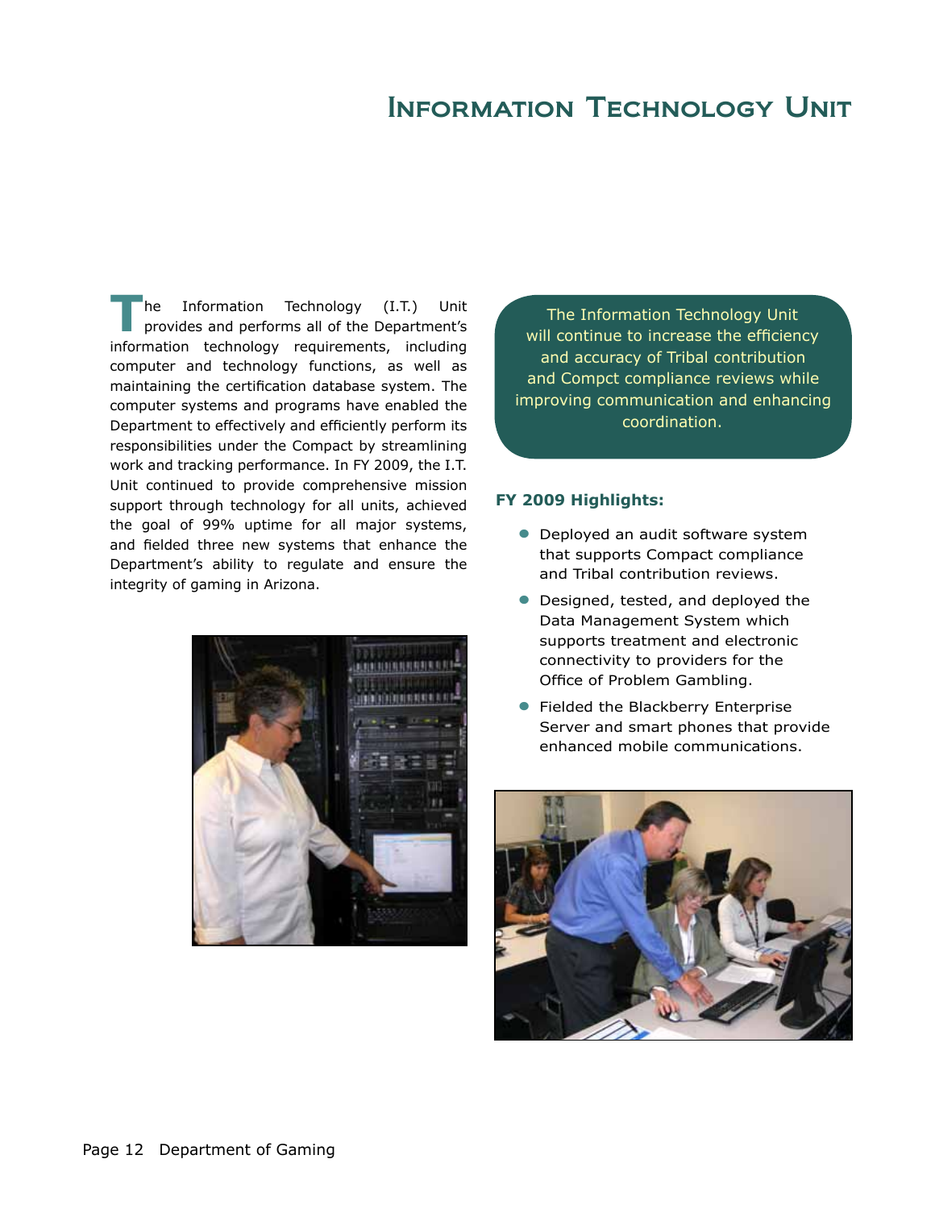# Information Technology Unit

The Information Technology (I.T.) Unit provides and performs all of the Department's information technology requirements, including computer and technology functions, as well as maintaining the certification database system. The computer systems and programs have enabled the Department to effectively and efficiently perform its responsibilities under the Compact by streamlining work and tracking performance. In FY 2009, the I.T. Unit continued to provide comprehensive mission support through technology for all units, achieved the goal of 99% uptime for all major systems, and fielded three new systems that enhance the Department's ability to regulate and ensure the integrity of gaming in Arizona.

The Information Technology Unit will continue to increase the efficiency and accuracy of Tribal contribution and Compct compliance reviews while improving communication and enhancing coordination.

**FY 2009 Highlights:**

- Deployed an audit software system that supports Compact compliance and Tribal contribution reviews.
- Designed, tested, and deployed the Data Management System which supports treatment and electronic connectivity to providers for the Office of Problem Gambling.
- Fielded the Blackberry Enterprise Server and smart phones that provide enhanced mobile communications.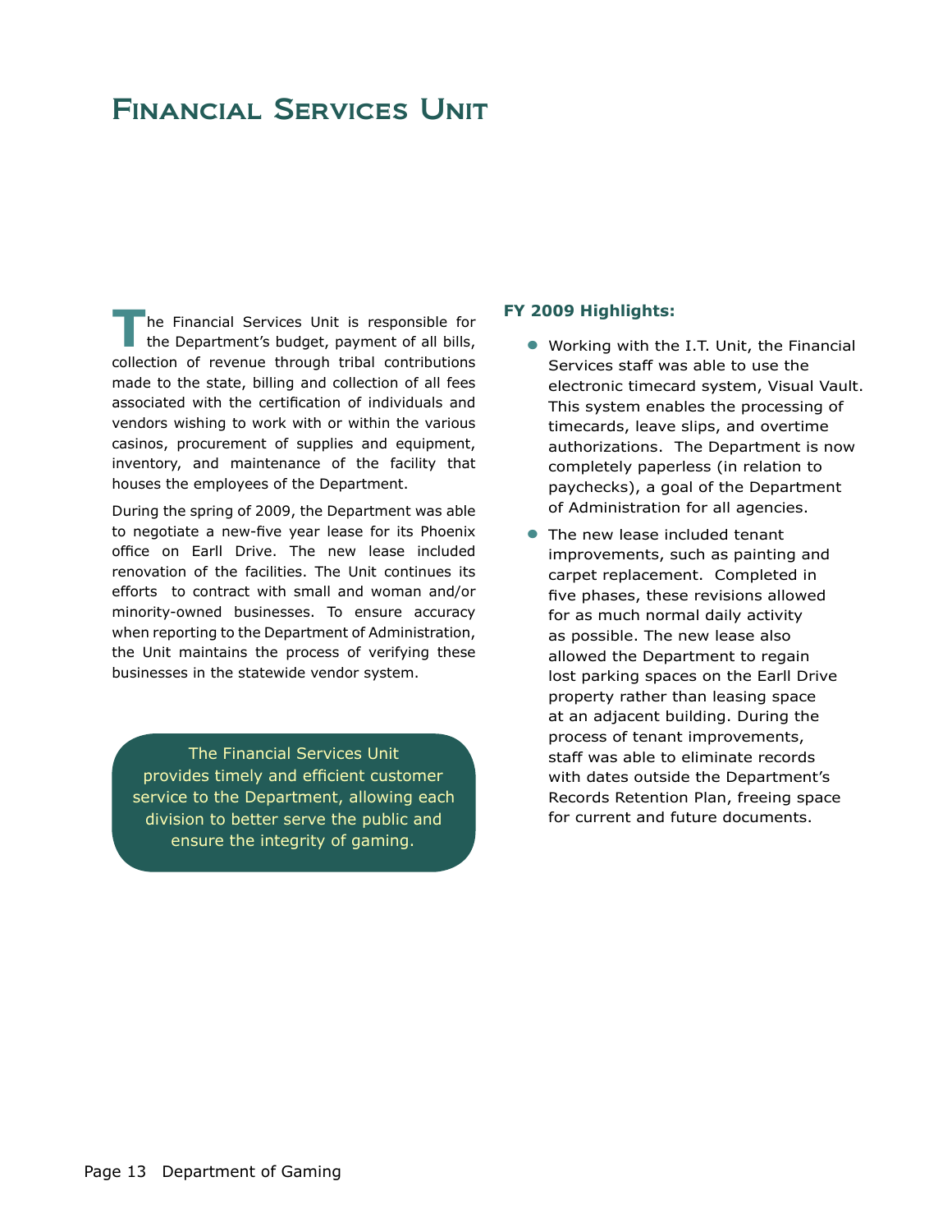# Financial Services Unit

The Financial Services Unit is responsible for the Department's budget, payment of all bills, collection of revenue through tribal contributions made to the state, billing and collection of all fees associated with the certification of individuals and vendors wishing to work with or within the various casinos, procurement of supplies and equipment, inventory, and maintenance of the facility that houses the employees of the Department.

During the spring of 2009, the Department was able to negotiate a new-five year lease for its Phoenix office on Earll Drive. The new lease included renovation of the facilities. The Unit continues its efforts to contract with small and woman and/or minority-owned businesses. To ensure accuracy when reporting to the Department of Administration, the Unit maintains the process of verifying these businesses in the statewide vendor system.

The Financial Services Unit provides timely and efficient customer service to the Department, allowing each division to better serve the public and ensure the integrity of gaming.

**FY 2009 Highlights:**

- Working with the I.T. Unit, the Financial Services staff was able to use the electronic timecard system, Visual Vault. This system enables the processing of timecards, leave slips, and overtime authorizations. The Department is now completely paperless (in relation to paychecks), a goal of the Department of Administration for all agencies.
- The new lease included tenant improvements, such as painting and carpet replacement. Completed in five phases, these revisions allowed for as much normal daily activity as possible. The new lease also allowed the Department to regain lost parking spaces on the Earll Drive property rather than leasing space at an adjacent building. During the process of tenant improvements, staff was able to eliminate records with dates outside the Department's Records Retention Plan, freeing space for current and future documents.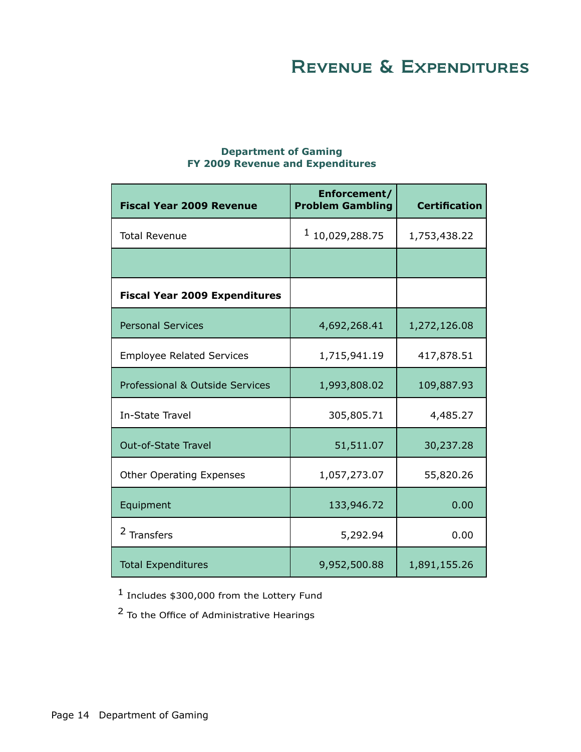# Revenue & Expenditures

**Department of Gaming**
**FY 2009 Revenue and Expenditures**

| **Fiscal Year 2009 Revenue** | **Enforcement/ Problem Gambling** | **Certification** |
|---|---|---|
| Total Revenue | [1] 10,029,288.75 | 1,753,438.22 |
| | | |
| **Fiscal Year 2009 Expenditures** | | |
| Personal Services | 4,692,268.41 | 1,272,126.08 |
| Employee Related Services | 1,715,941.19 | 417,878.51 |
| Professional & Outside Services | 1,993,808.02 | 109,887.93 |
| In-State Travel | 305,805.71 | 4,485.27 |
| Out-of-State Travel | 51,511.07 | 30,237.28 |
| Other Operating Expenses | 1,057,273.07 | 55,820.26 |
| Equipment | 133,946.72 | 0.00 |
| [2] Transfers | 5,292.94 | 0.00 |
| Total Expenditures | 9,952,500.88 | 1,891,155.26 |

[1] Includes $300,000 from the Lottery Fund

[2] To the Office of Administrative Hearings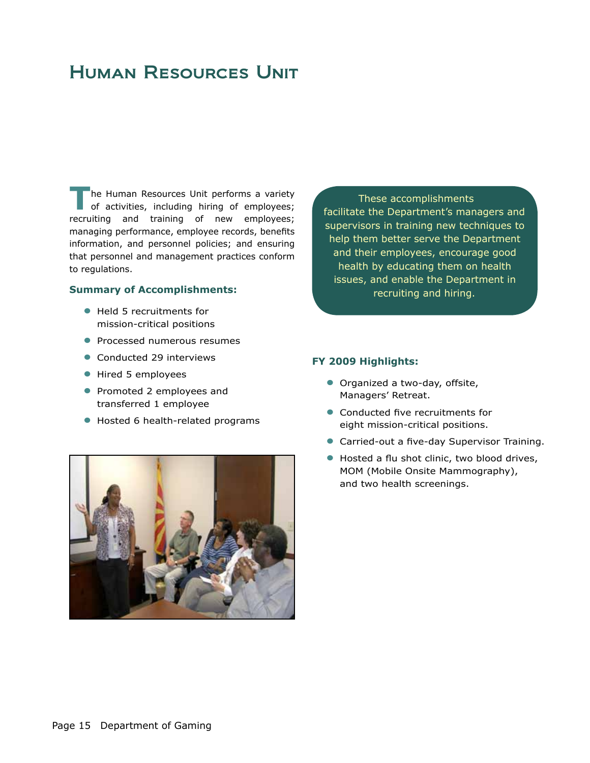# Human Resources Unit

The Human Resources Unit performs a variety of activities, including hiring of employees; recruiting and training of new employees; managing performance, employee records, benefits information, and personnel policies; and ensuring that personnel and management practices conform to regulations.

**Summary of Accomplishments:**

- Held 5 recruitments for mission-critical positions
- Processed numerous resumes
- Conducted 29 interviews
- Hired 5 employees
- Promoted 2 employees and transferred 1 employee
- Hosted 6 health-related programs

These accomplishments facilitate the Department's managers and supervisors in training new techniques to help them better serve the Department and their employees, encourage good health by educating them on health issues, and enable the Department in recruiting and hiring.

**FY 2009 Highlights:**

- Organized a two-day, offsite, Managers' Retreat.
- Conducted five recruitments for eight mission-critical positions.
- Carried-out a five-day Supervisor Training.
- Hosted a flu shot clinic, two blood drives, MOM (Mobile Onsite Mammography), and two health screenings.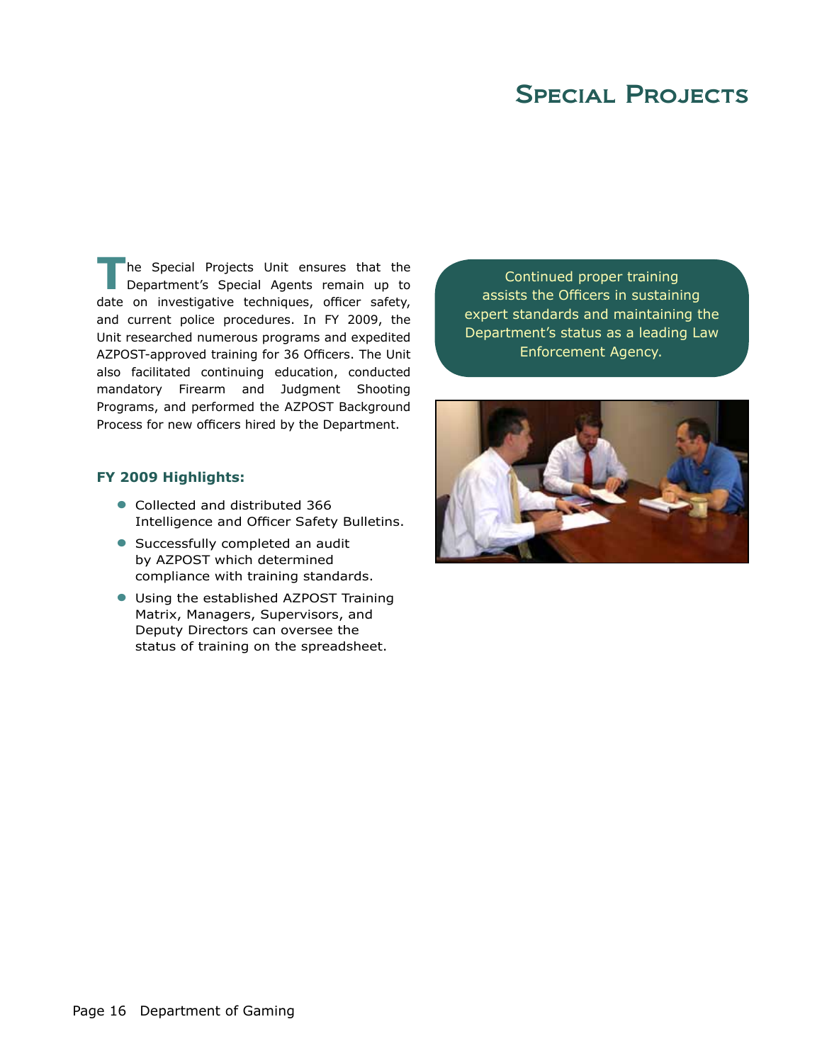# Special Projects

The Special Projects Unit ensures that the Department's Special Agents remain up to date on investigative techniques, officer safety, and current police procedures. In FY 2009, the Unit researched numerous programs and expedited AZPOST-approved training for 36 Officers. The Unit also facilitated continuing education, conducted mandatory Firearm and Judgment Shooting Programs, and performed the AZPOST Background Process for new officers hired by the Department.

Continued proper training assists the Officers in sustaining expert standards and maintaining the Department's status as a leading Law Enforcement Agency.

**FY 2009 Highlights:**

- Collected and distributed 366 Intelligence and Officer Safety Bulletins.
- Successfully completed an audit by AZPOST which determined compliance with training standards.
- Using the established AZPOST Training Matrix, Managers, Supervisors, and Deputy Directors can oversee the status of training on the spreadsheet.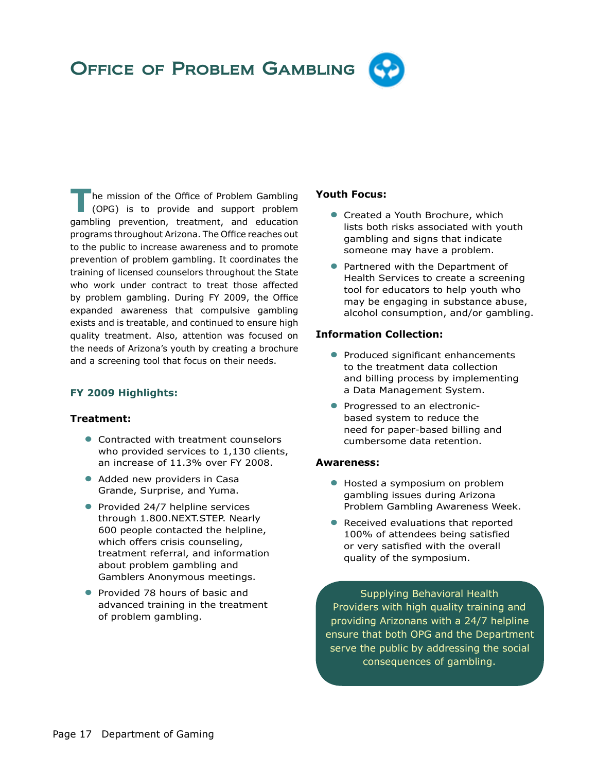# Office of Problem Gambling

The mission of the Office of Problem Gambling (OPG) is to provide and support problem gambling prevention, treatment, and education programs throughout Arizona. The Office reaches out to the public to increase awareness and to promote prevention of problem gambling. It coordinates the training of licensed counselors throughout the State who work under contract to treat those affected by problem gambling. During FY 2009, the Office expanded awareness that compulsive gambling exists and is treatable, and continued to ensure high quality treatment. Also, attention was focused on the needs of Arizona's youth by creating a brochure and a screening tool that focus on their needs.

## FY 2009 Highlights:

**Treatment:**

- Contracted with treatment counselors who provided services to 1,130 clients, an increase of 11.3% over FY 2008.
- Added new providers in Casa Grande, Surprise, and Yuma.
- Provided 24/7 helpline services through 1.800.NEXT.STEP. Nearly 600 people contacted the helpline, which offers crisis counseling, treatment referral, and information about problem gambling and Gamblers Anonymous meetings.
- Provided 78 hours of basic and advanced training in the treatment of problem gambling.

**Youth Focus:**

- Created a Youth Brochure, which lists both risks associated with youth gambling and signs that indicate someone may have a problem.
- Partnered with the Department of Health Services to create a screening tool for educators to help youth who may be engaging in substance abuse, alcohol consumption, and/or gambling.

**Information Collection:**

- Produced significant enhancements to the treatment data collection and billing process by implementing a Data Management System.
- Progressed to an electronic-based system to reduce the need for paper-based billing and cumbersome data retention.

**Awareness:**

- Hosted a symposium on problem gambling issues during Arizona Problem Gambling Awareness Week.
- Received evaluations that reported 100% of attendees being satisfied or very satisfied with the overall quality of the symposium.

Supplying Behavioral Health Providers with high quality training and providing Arizonans with a 24/7 helpline ensure that both OPG and the Department serve the public by addressing the social consequences of gambling.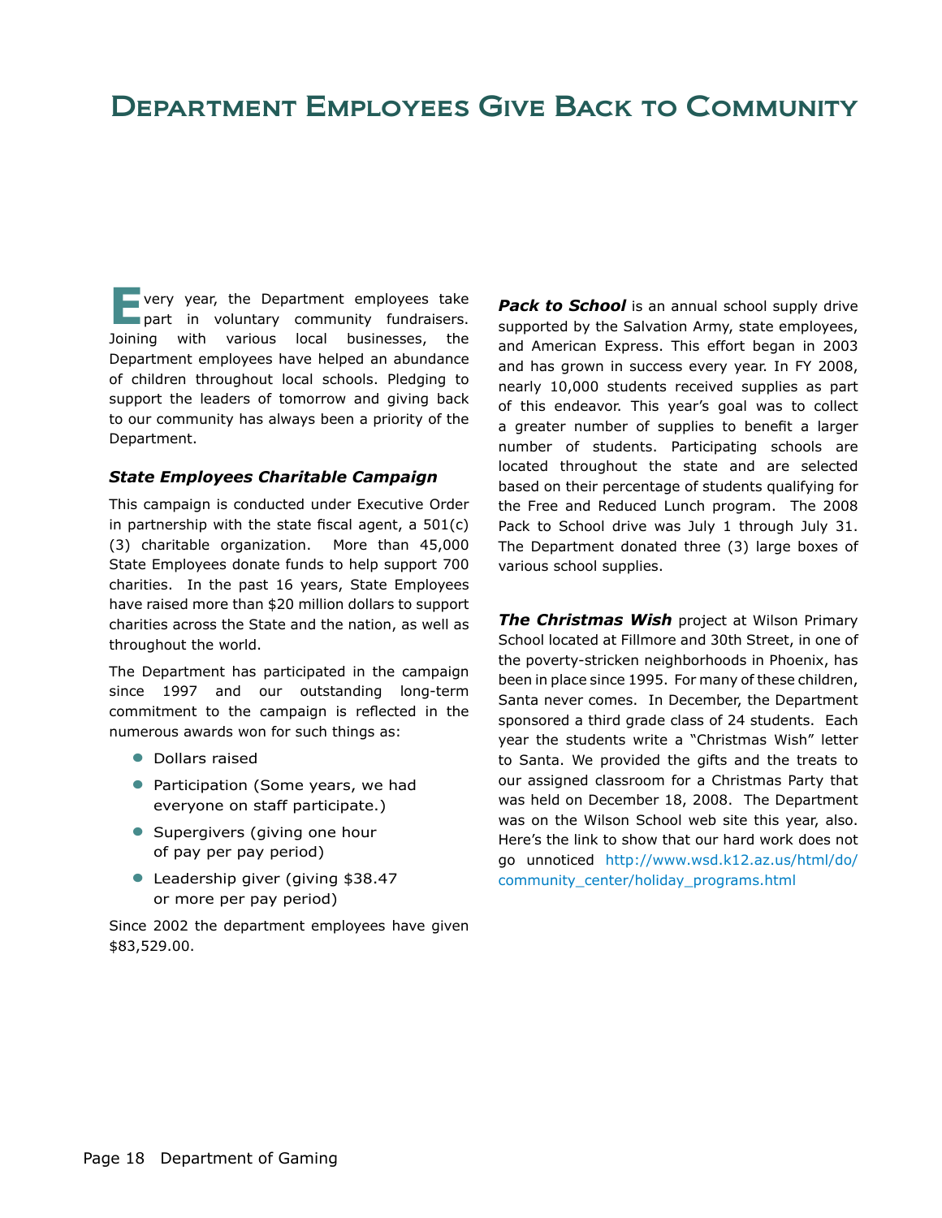# Department Employees Give Back to Community

Every year, the Department employees take part in voluntary community fundraisers. Joining with various local businesses, the Department employees have helped an abundance of children throughout local schools. Pledging to support the leaders of tomorrow and giving back to our community has always been a priority of the Department.

### *State Employees Charitable Campaign*

This campaign is conducted under Executive Order in partnership with the state fiscal agent, a 501(c)(3) charitable organization. More than 45,000 State Employees donate funds to help support 700 charities. In the past 16 years, State Employees have raised more than $20 million dollars to support charities across the State and the nation, as well as throughout the world.

The Department has participated in the campaign since 1997 and our outstanding long-term commitment to the campaign is reflected in the numerous awards won for such things as:

- Dollars raised
- Participation (Some years, we had everyone on staff participate.)
- Supergivers (giving one hour of pay per pay period)
- Leadership giver (giving $38.47 or more per pay period)

Since 2002 the department employees have given $83,529.00.

***Pack to School*** is an annual school supply drive supported by the Salvation Army, state employees, and American Express. This effort began in 2003 and has grown in success every year. In FY 2008, nearly 10,000 students received supplies as part of this endeavor. This year's goal was to collect a greater number of supplies to benefit a larger number of students. Participating schools are located throughout the state and are selected based on their percentage of students qualifying for the Free and Reduced Lunch program. The 2008 Pack to School drive was July 1 through July 31. The Department donated three (3) large boxes of various school supplies.

***The Christmas Wish*** project at Wilson Primary School located at Fillmore and 30th Street, in one of the poverty-stricken neighborhoods in Phoenix, has been in place since 1995. For many of these children, Santa never comes. In December, the Department sponsored a third grade class of 24 students. Each year the students write a "Christmas Wish" letter to Santa. We provided the gifts and the treats to our assigned classroom for a Christmas Party that was held on December 18, 2008. The Department was on the Wilson School web site this year, also. Here's the link to show that our hard work does not go unnoticed http://www.wsd.k12.az.us/html/do/community_center/holiday_programs.html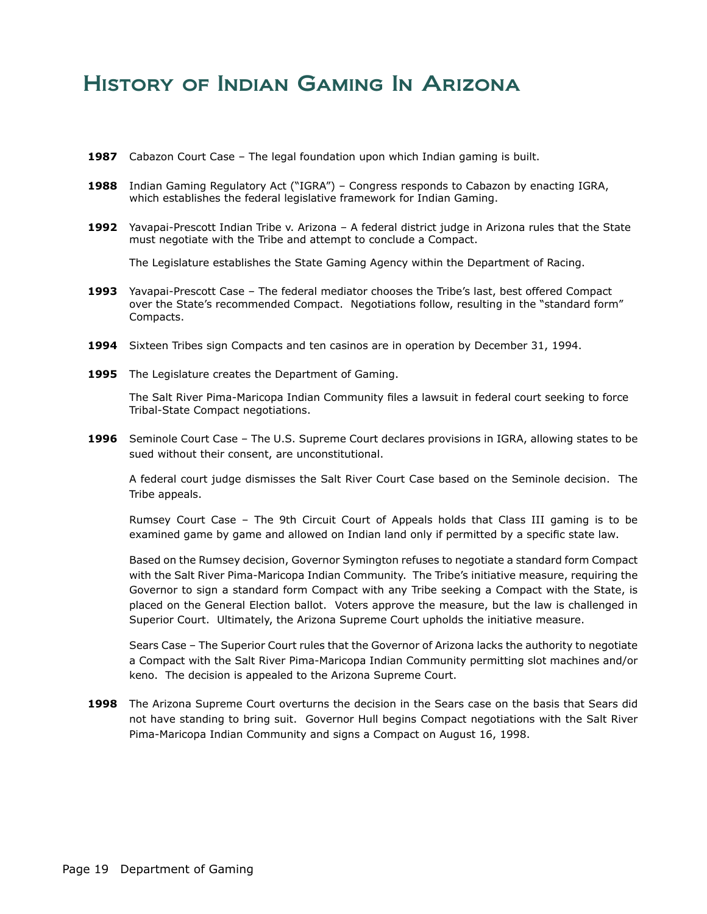# History of Indian Gaming In Arizona

**1987** Cabazon Court Case – The legal foundation upon which Indian gaming is built.

**1988** Indian Gaming Regulatory Act ("IGRA") – Congress responds to Cabazon by enacting IGRA, which establishes the federal legislative framework for Indian Gaming.

**1992** Yavapai-Prescott Indian Tribe v. Arizona – A federal district judge in Arizona rules that the State must negotiate with the Tribe and attempt to conclude a Compact.

The Legislature establishes the State Gaming Agency within the Department of Racing.

**1993** Yavapai-Prescott Case – The federal mediator chooses the Tribe's last, best offered Compact over the State's recommended Compact. Negotiations follow, resulting in the "standard form" Compacts.

**1994** Sixteen Tribes sign Compacts and ten casinos are in operation by December 31, 1994.

**1995** The Legislature creates the Department of Gaming.

The Salt River Pima-Maricopa Indian Community files a lawsuit in federal court seeking to force Tribal-State Compact negotiations.

**1996** Seminole Court Case – The U.S. Supreme Court declares provisions in IGRA, allowing states to be sued without their consent, are unconstitutional.

A federal court judge dismisses the Salt River Court Case based on the Seminole decision. The Tribe appeals.

Rumsey Court Case – The 9th Circuit Court of Appeals holds that Class III gaming is to be examined game by game and allowed on Indian land only if permitted by a specific state law.

Based on the Rumsey decision, Governor Symington refuses to negotiate a standard form Compact with the Salt River Pima-Maricopa Indian Community. The Tribe's initiative measure, requiring the Governor to sign a standard form Compact with any Tribe seeking a Compact with the State, is placed on the General Election ballot. Voters approve the measure, but the law is challenged in Superior Court. Ultimately, the Arizona Supreme Court upholds the initiative measure.

Sears Case – The Superior Court rules that the Governor of Arizona lacks the authority to negotiate a Compact with the Salt River Pima-Maricopa Indian Community permitting slot machines and/or keno. The decision is appealed to the Arizona Supreme Court.

**1998** The Arizona Supreme Court overturns the decision in the Sears case on the basis that Sears did not have standing to bring suit. Governor Hull begins Compact negotiations with the Salt River Pima-Maricopa Indian Community and signs a Compact on August 16, 1998.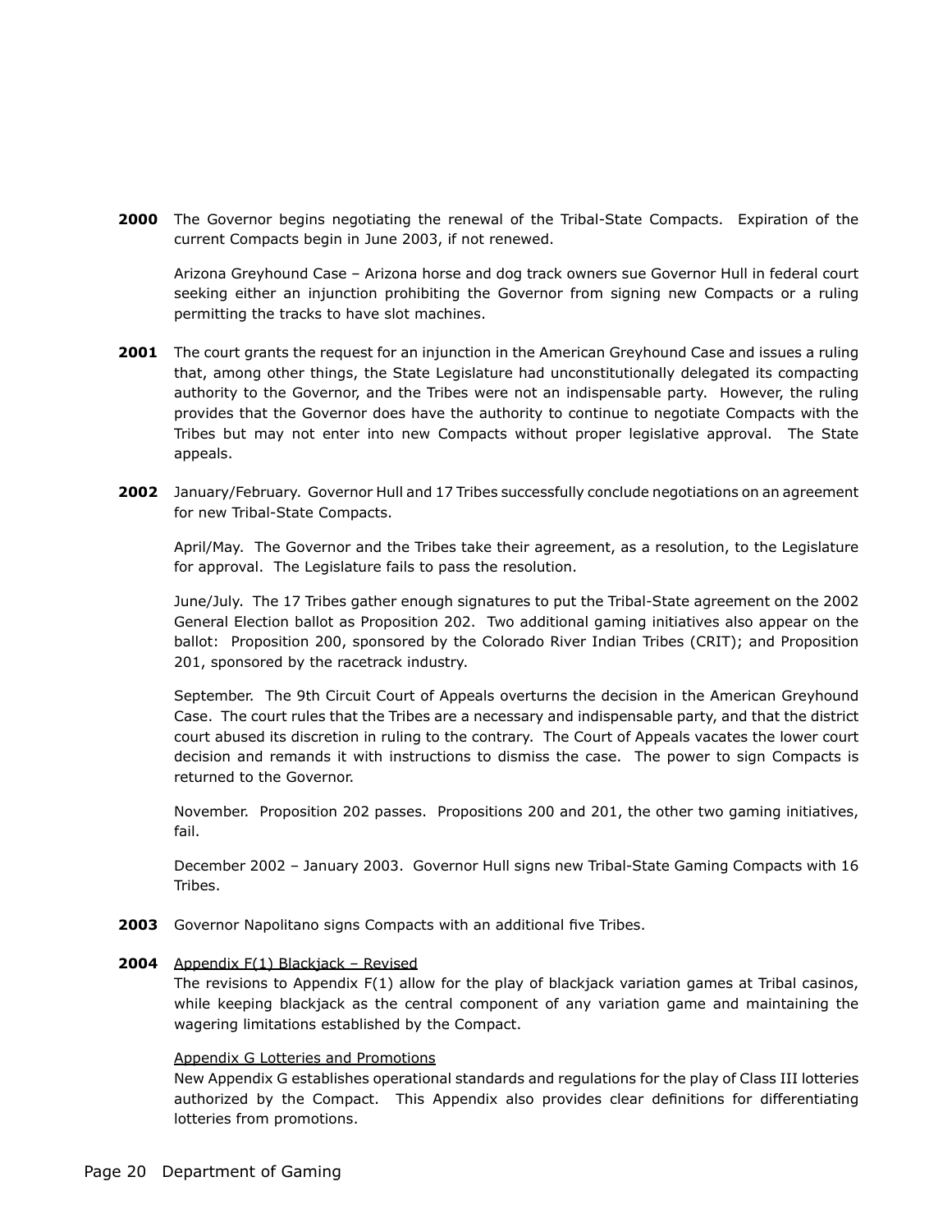**2000** The Governor begins negotiating the renewal of the Tribal-State Compacts. Expiration of the current Compacts begin in June 2003, if not renewed.

Arizona Greyhound Case – Arizona horse and dog track owners sue Governor Hull in federal court seeking either an injunction prohibiting the Governor from signing new Compacts or a ruling permitting the tracks to have slot machines.

**2001** The court grants the request for an injunction in the American Greyhound Case and issues a ruling that, among other things, the State Legislature had unconstitutionally delegated its compacting authority to the Governor, and the Tribes were not an indispensable party. However, the ruling provides that the Governor does have the authority to continue to negotiate Compacts with the Tribes but may not enter into new Compacts without proper legislative approval. The State appeals.

**2002** January/February. Governor Hull and 17 Tribes successfully conclude negotiations on an agreement for new Tribal-State Compacts.

April/May. The Governor and the Tribes take their agreement, as a resolution, to the Legislature for approval. The Legislature fails to pass the resolution.

June/July. The 17 Tribes gather enough signatures to put the Tribal-State agreement on the 2002 General Election ballot as Proposition 202. Two additional gaming initiatives also appear on the ballot: Proposition 200, sponsored by the Colorado River Indian Tribes (CRIT); and Proposition 201, sponsored by the racetrack industry.

September. The 9th Circuit Court of Appeals overturns the decision in the American Greyhound Case. The court rules that the Tribes are a necessary and indispensable party, and that the district court abused its discretion in ruling to the contrary. The Court of Appeals vacates the lower court decision and remands it with instructions to dismiss the case. The power to sign Compacts is returned to the Governor.

November. Proposition 202 passes. Propositions 200 and 201, the other two gaming initiatives, fail.

December 2002 – January 2003. Governor Hull signs new Tribal-State Gaming Compacts with 16 Tribes.

**2003** Governor Napolitano signs Compacts with an additional five Tribes.

**2004** Appendix F(1) Blackjack – Revised

The revisions to Appendix F(1) allow for the play of blackjack variation games at Tribal casinos, while keeping blackjack as the central component of any variation game and maintaining the wagering limitations established by the Compact.

Appendix G Lotteries and Promotions

New Appendix G establishes operational standards and regulations for the play of Class III lotteries authorized by the Compact. This Appendix also provides clear definitions for differentiating lotteries from promotions.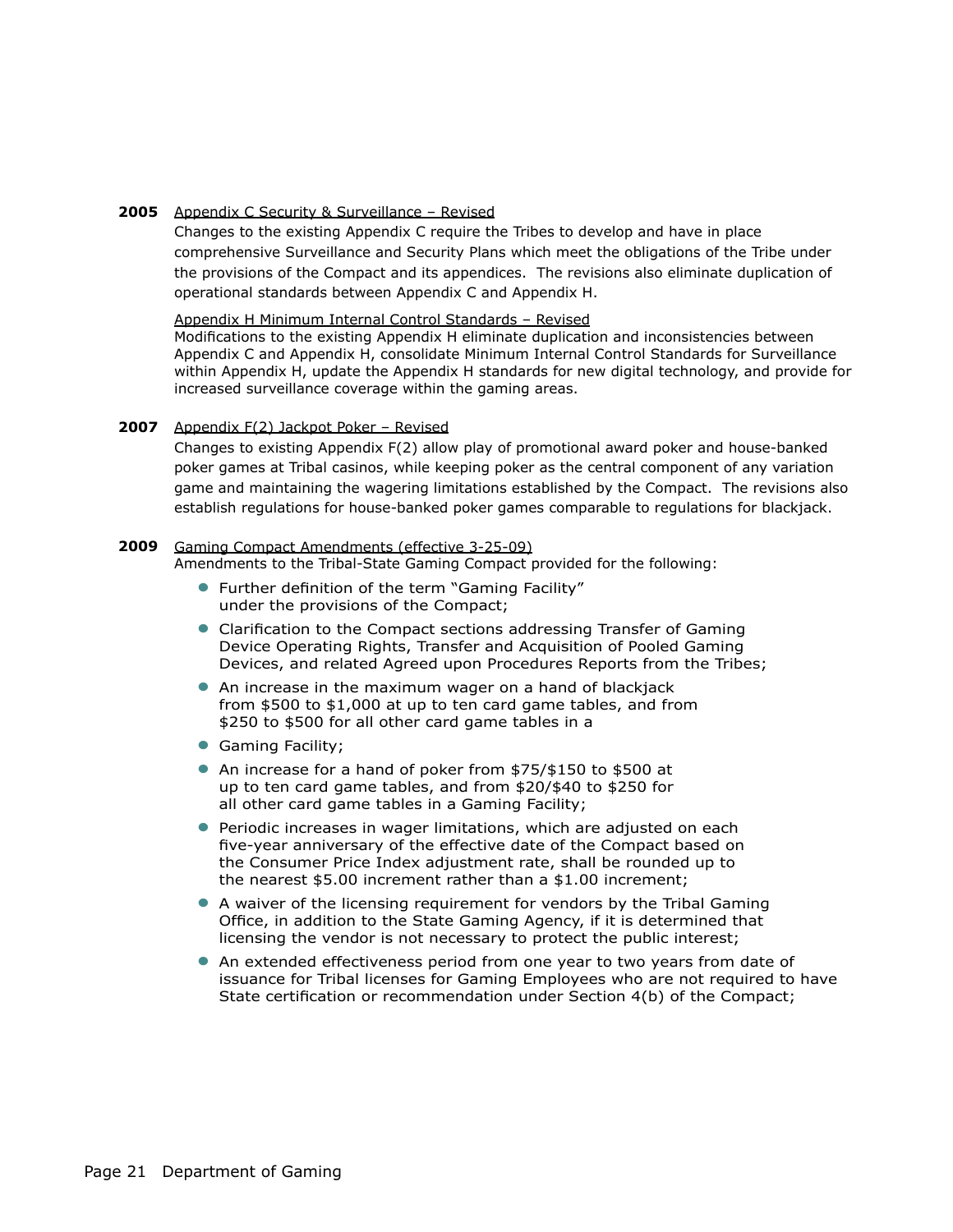**2005** Appendix C Security & Surveillance – Revised

Changes to the existing Appendix C require the Tribes to develop and have in place comprehensive Surveillance and Security Plans which meet the obligations of the Tribe under the provisions of the Compact and its appendices. The revisions also eliminate duplication of operational standards between Appendix C and Appendix H.

Appendix H Minimum Internal Control Standards – Revised

Modifications to the existing Appendix H eliminate duplication and inconsistencies between Appendix C and Appendix H, consolidate Minimum Internal Control Standards for Surveillance within Appendix H, update the Appendix H standards for new digital technology, and provide for increased surveillance coverage within the gaming areas.

**2007** Appendix F(2) Jackpot Poker – Revised

Changes to existing Appendix F(2) allow play of promotional award poker and house-banked poker games at Tribal casinos, while keeping poker as the central component of any variation game and maintaining the wagering limitations established by the Compact. The revisions also establish regulations for house-banked poker games comparable to regulations for blackjack.

**2009** Gaming Compact Amendments (effective 3-25-09)

Amendments to the Tribal-State Gaming Compact provided for the following:

- Further definition of the term "Gaming Facility" under the provisions of the Compact;
- Clarification to the Compact sections addressing Transfer of Gaming Device Operating Rights, Transfer and Acquisition of Pooled Gaming Devices, and related Agreed upon Procedures Reports from the Tribes;
- An increase in the maximum wager on a hand of blackjack from $500 to $1,000 at up to ten card game tables, and from $250 to $500 for all other card game tables in a
- Gaming Facility;
- An increase for a hand of poker from $75/$150 to $500 at up to ten card game tables, and from $20/$40 to $250 for all other card game tables in a Gaming Facility;
- Periodic increases in wager limitations, which are adjusted on each five-year anniversary of the effective date of the Compact based on the Consumer Price Index adjustment rate, shall be rounded up to the nearest $5.00 increment rather than a $1.00 increment;
- A waiver of the licensing requirement for vendors by the Tribal Gaming Office, in addition to the State Gaming Agency, if it is determined that licensing the vendor is not necessary to protect the public interest;
- An extended effectiveness period from one year to two years from date of issuance for Tribal licenses for Gaming Employees who are not required to have State certification or recommendation under Section 4(b) of the Compact;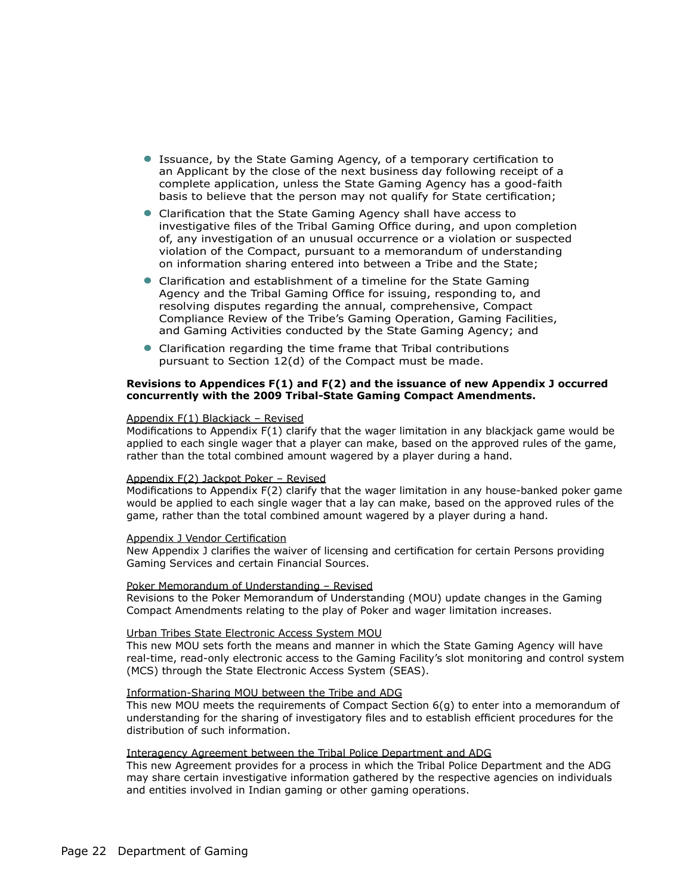- Issuance, by the State Gaming Agency, of a temporary certification to an Applicant by the close of the next business day following receipt of a complete application, unless the State Gaming Agency has a good-faith basis to believe that the person may not qualify for State certification;
- Clarification that the State Gaming Agency shall have access to investigative files of the Tribal Gaming Office during, and upon completion of, any investigation of an unusual occurrence or a violation or suspected violation of the Compact, pursuant to a memorandum of understanding on information sharing entered into between a Tribe and the State;
- Clarification and establishment of a timeline for the State Gaming Agency and the Tribal Gaming Office for issuing, responding to, and resolving disputes regarding the annual, comprehensive, Compact Compliance Review of the Tribe's Gaming Operation, Gaming Facilities, and Gaming Activities conducted by the State Gaming Agency; and
- Clarification regarding the time frame that Tribal contributions pursuant to Section 12(d) of the Compact must be made.

**Revisions to Appendices F(1) and F(2) and the issuance of new Appendix J occurred concurrently with the 2009 Tribal-State Gaming Compact Amendments.**

Appendix F(1) Blackjack – Revised
Modifications to Appendix F(1) clarify that the wager limitation in any blackjack game would be applied to each single wager that a player can make, based on the approved rules of the game, rather than the total combined amount wagered by a player during a hand.

Appendix F(2) Jackpot Poker – Revised
Modifications to Appendix F(2) clarify that the wager limitation in any house-banked poker game would be applied to each single wager that a lay can make, based on the approved rules of the game, rather than the total combined amount wagered by a player during a hand.

Appendix J Vendor Certification
New Appendix J clarifies the waiver of licensing and certification for certain Persons providing Gaming Services and certain Financial Sources.

Poker Memorandum of Understanding – Revised
Revisions to the Poker Memorandum of Understanding (MOU) update changes in the Gaming Compact Amendments relating to the play of Poker and wager limitation increases.

Urban Tribes State Electronic Access System MOU
This new MOU sets forth the means and manner in which the State Gaming Agency will have real-time, read-only electronic access to the Gaming Facility's slot monitoring and control system (MCS) through the State Electronic Access System (SEAS).

Information-Sharing MOU between the Tribe and ADG
This new MOU meets the requirements of Compact Section 6(g) to enter into a memorandum of understanding for the sharing of investigatory files and to establish efficient procedures for the distribution of such information.

Interagency Agreement between the Tribal Police Department and ADG
This new Agreement provides for a process in which the Tribal Police Department and the ADG may share certain investigative information gathered by the respective agencies on individuals and entities involved in Indian gaming or other gaming operations.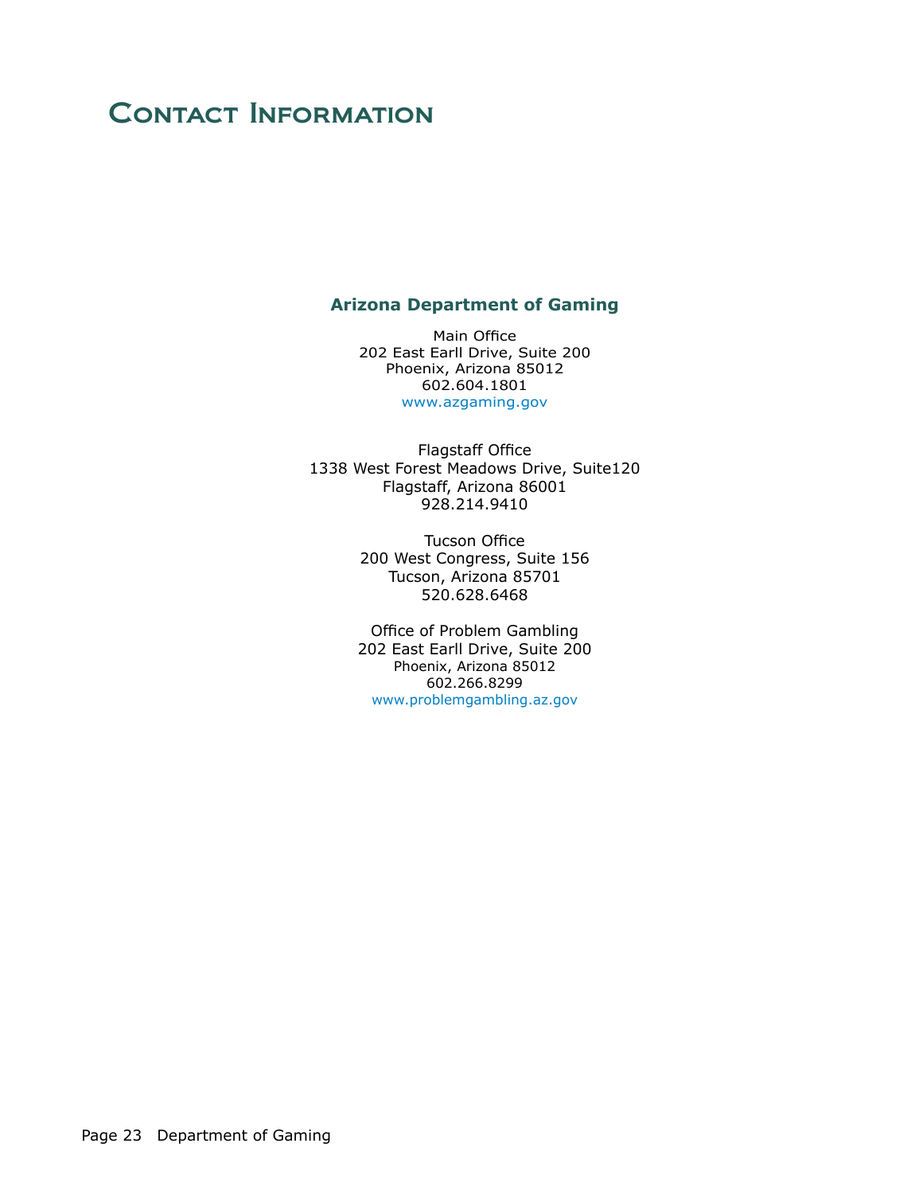# Contact Information

**Arizona Department of Gaming**

Main Office
202 East Earll Drive, Suite 200
Phoenix, Arizona 85012
602.604.1801
www.azgaming.gov

Flagstaff Office
1338 West Forest Meadows Drive, Suite120
Flagstaff, Arizona 86001
928.214.9410

Tucson Office
200 West Congress, Suite 156
Tucson, Arizona 85701
520.628.6468

Office of Problem Gambling
202 East Earll Drive, Suite 200
Phoenix, Arizona 85012
602.266.8299
www.problemgambling.az.gov